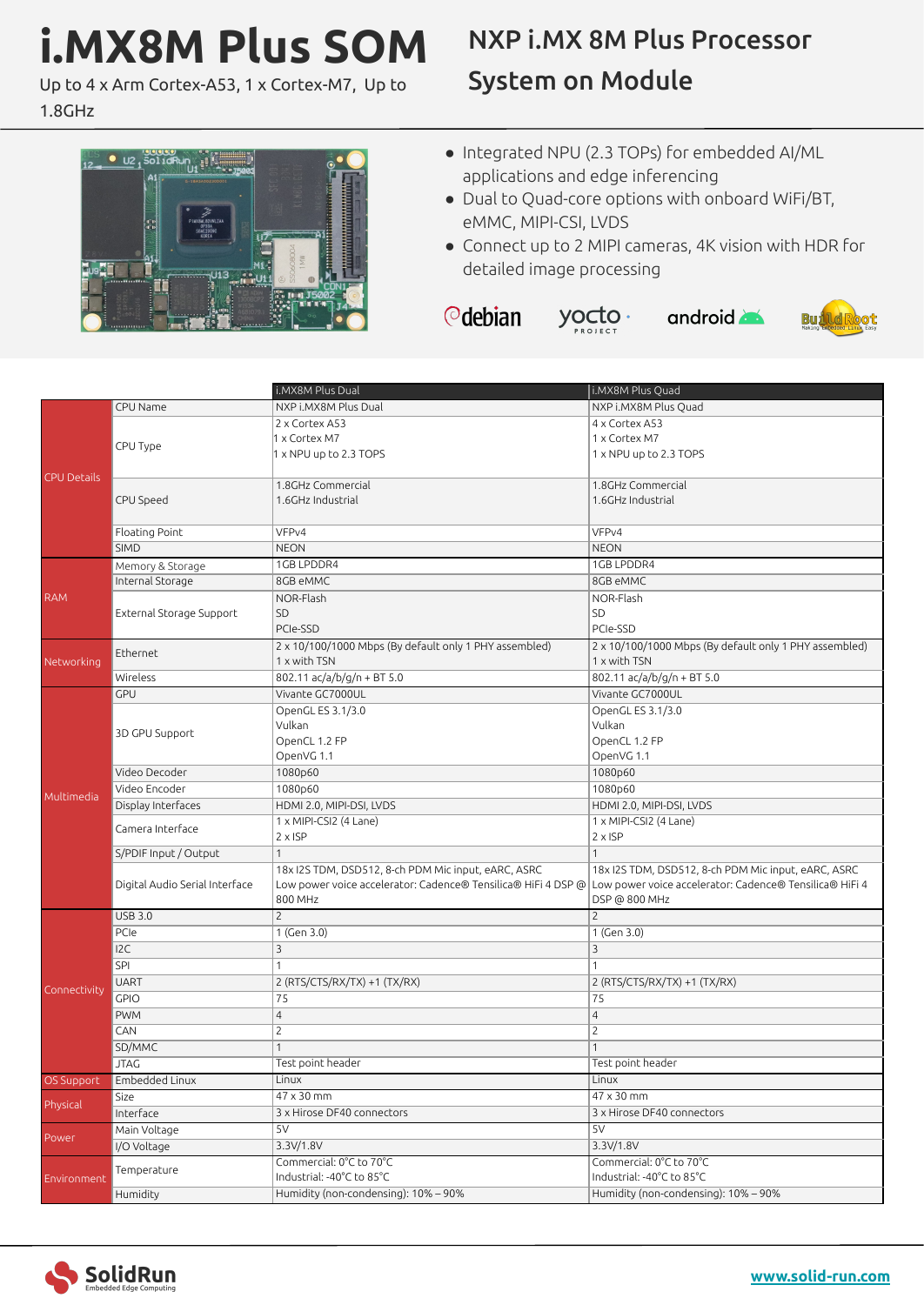# i.MX8M Plus SOM

Up to 4 x Arm Cortex-A53, 1 x Cortex-M7, Up to 1.8GHz

## NXP i.MX 8M Plus Processor System on Module

- Integrated NPU (2.3 TOPs) for embedded AI/ML applications and edge inferencing
- Dual to Quad-core options with onboard WiFi/BT, eMMC, MIPI-CSI, LVDS
- Connect up to 2 MIPI cameras, 4K vision with HDR for detailed image processing

debian yocto PROJECT android BuildRoot

| | | i.MX8M Plus Dual | i.MX8M Plus Quad |
|---|---|---|---|
| CPU Details | CPU Name | NXP i.MX8M Plus Dual | NXP i.MX8M Plus Quad |
| | CPU Type | 2 x Cortex A53<br>1 x Cortex M7<br>1 x NPU up to 2.3 TOPS | 4 x Cortex A53<br>1 x Cortex M7<br>1 x NPU up to 2.3 TOPS |
| | CPU Speed | 1.8GHz Commercial<br>1.6GHz Industrial | 1.8GHz Commercial<br>1.6GHz Industrial |
| | Floating Point | VFPv4 | VFPv4 |
| | SIMD | NEON | NEON |
| RAM | Memory & Storage | 1GB LPDDR4 | 1GB LPDDR4 |
| | Internal Storage | 8GB eMMC | 8GB eMMC |
| | External Storage Support | NOR-Flash<br>SD<br>PCIe-SSD | NOR-Flash<br>SD<br>PCIe-SSD |
| Networking | Ethernet | 2 x 10/100/1000 Mbps (By default only 1 PHY assembled)<br>1 x with TSN | 2 x 10/100/1000 Mbps (By default only 1 PHY assembled)<br>1 x with TSN |
| | Wireless | 802.11 ac/a/b/g/n + BT 5.0 | 802.11 ac/a/b/g/n + BT 5.0 |
| Multimedia | GPU | Vivante GC7000UL | Vivante GC7000UL |
| | 3D GPU Support | OpenGL ES 3.1/3.0<br>Vulkan<br>OpenCL 1.2 FP<br>OpenVG 1.1 | OpenGL ES 3.1/3.0<br>Vulkan<br>OpenCL 1.2 FP<br>OpenVG 1.1 |
| | Video Decoder | 1080p60 | 1080p60 |
| | Video Encoder | 1080p60 | 1080p60 |
| | Display Interfaces | HDMI 2.0, MIPI-DSI, LVDS | HDMI 2.0, MIPI-DSI, LVDS |
| | Camera Interface | 1 x MIPI-CSI2 (4 Lane)<br>2 x ISP | 1 x MIPI-CSI2 (4 Lane)<br>2 x ISP |
| | S/PDIF Input / Output | 1 | 1 |
| | Digital Audio Serial Interface | 18x I2S TDM, DSD512, 8-ch PDM Mic input, eARC, ASRC<br>Low power voice accelerator: Cadence® Tensilica® HiFi 4 DSP @ 800 MHz | 18x I2S TDM, DSD512, 8-ch PDM Mic input, eARC, ASRC<br>Low power voice accelerator: Cadence® Tensilica® HiFi 4 DSP @ 800 MHz |
| Connectivity | USB 3.0 | 2 | 2 |
| | PCIe | 1 (Gen 3.0) | 1 (Gen 3.0) |
| | I2C | 3 | 3 |
| | SPI | 1 | 1 |
| | UART | 2 (RTS/CTS/RX/TX) +1 (TX/RX) | 2 (RTS/CTS/RX/TX) +1 (TX/RX) |
| | GPIO | 75 | 75 |
| | PWM | 4 | 4 |
| | CAN | 2 | 2 |
| | SD/MMC | 1 | 1 |
| | JTAG | Test point header | Test point header |
| OS Support | Embedded Linux | Linux | Linux |
| Physical | Size | 47 x 30 mm | 47 x 30 mm |
| | Interface | 3 x Hirose DF40 connectors | 3 x Hirose DF40 connectors |
| Power | Main Voltage | 5V | 5V |
| | I/O Voltage | 3.3V/1.8V | 3.3V/1.8V |
| Environment | Temperature | Commercial: 0°C to 70°C<br>Industrial: -40°C to 85°C | Commercial: 0°C to 70°C<br>Industrial: -40°C to 85°C |
| | Humidity | Humidity (non-condensing): 10% – 90% | Humidity (non-condensing): 10% – 90% |

SolidRun Embedded Edge Computing

www.solid-run.com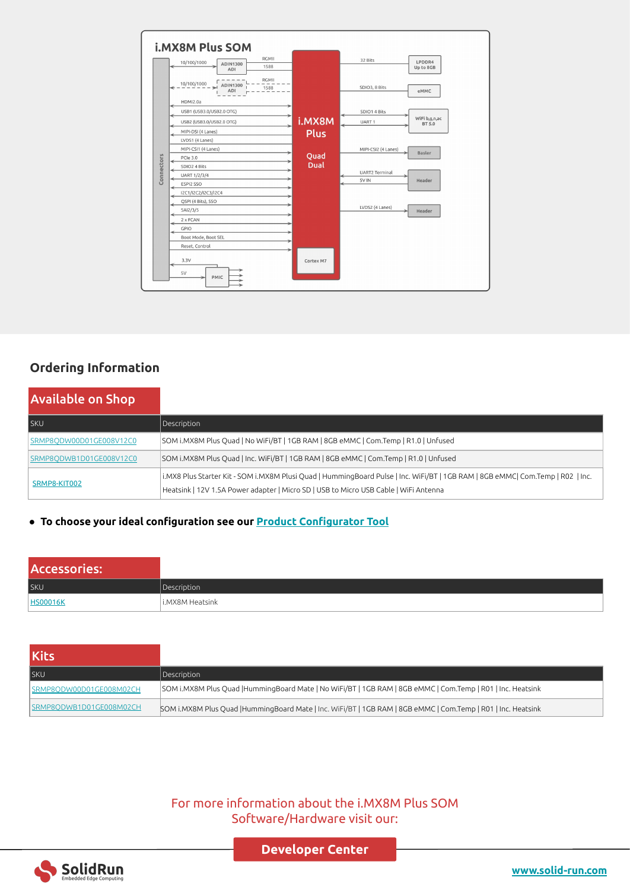i.MX8M Plus SOM

Connectors

10/100/1000
ADIN1300 ADI
RGMII
1588

10/100/1000
ADIN1300 ADI
RGMII
1588

HDMI2.0a
USB1 (USB3.0/USB2.0 OTG)
USB2 (USB3.0/USB2.0 OTG)
MIPI-DSI (4 Lanes)
LVDS1 (4 Lanes)
MIPI-CSI1 (4 Lanes)
PCIe 3.0
SDIO2 4 Bits
UART 1/2/3/4
ESPI2 SSO
I2C1/I2C2/I2C3/I2C4
QSPI (4 Bits), SSO
SAI2/3/5
2 x FCAN
GPIO
Boot Mode, Boot SEL
Reset, Control
3.3V
5V
PMIC

i.MX8M Plus
Quad
Dual
Cortex M7

32 Bits
LPDDR4 Up to 8GB
SDIO3, 8 Bits
eMMC
SDIO1 4 Bits
UART 1
WiFi b,g,n,ac BT 5.0
MIPI-CSI2 (4 Lanes)
Basler
UART2 Terminal
5V IN
Header
LVDS2 (4 Lanes)
Header

## Ordering Information

### Available on Shop

| SKU | Description |
|---|---|
| SRMP8QDW00D01GE008V12C0 | SOM i.MX8M Plus Quad \| No WiFi/BT \| 1GB RAM \| 8GB eMMC \| Com.Temp \| R1.0 \| Unfused |
| SRMP8QDWB1D01GE008V12C0 | SOM i.MX8M Plus Quad \| Inc. WiFi/BT \| 1GB RAM \| 8GB eMMC \| Com.Temp \| R1.0 \| Unfused |
| SRMP8-KIT002 | i.MX8 Plus Starter Kit - SOM i.MX8M Plusi Quad \| HummingBoard Pulse \| Inc. WiFi/BT \| 1GB RAM \| 8GB eMMC\| Com.Temp \| R02 \| Inc. Heatsink \| 12V 1.5A Power adapter \| Micro SD \| USB to Micro USB Cable \| WiFi Antenna |

- **To choose your ideal configuration see our Product Configurator Tool**

### Accessories:

| SKU | Description |
|---|---|
| HS00016K | i.MX8M Heatsink |

### Kits

| SKU | Description |
|---|---|
| SRMP8QDW00D01GE008M02CH | SOM i.MX8M Plus Quad \|HummingBoard Mate \| No WiFi/BT \| 1GB RAM \| 8GB eMMC \| Com.Temp \| R01 \| Inc. Heatsink |
| SRMP8QDWB1D01GE008M02CH | SOM i.MX8M Plus Quad \|HummingBoard Mate \| Inc. WiFi/BT \| 1GB RAM \| 8GB eMMC \| Com.Temp \| R01 \| Inc. Heatsink |

For more information about the i.MX8M Plus SOM Software/Hardware visit our:

**Developer Center**

SolidRun
Embedded Edge Computing

www.solid-run.com